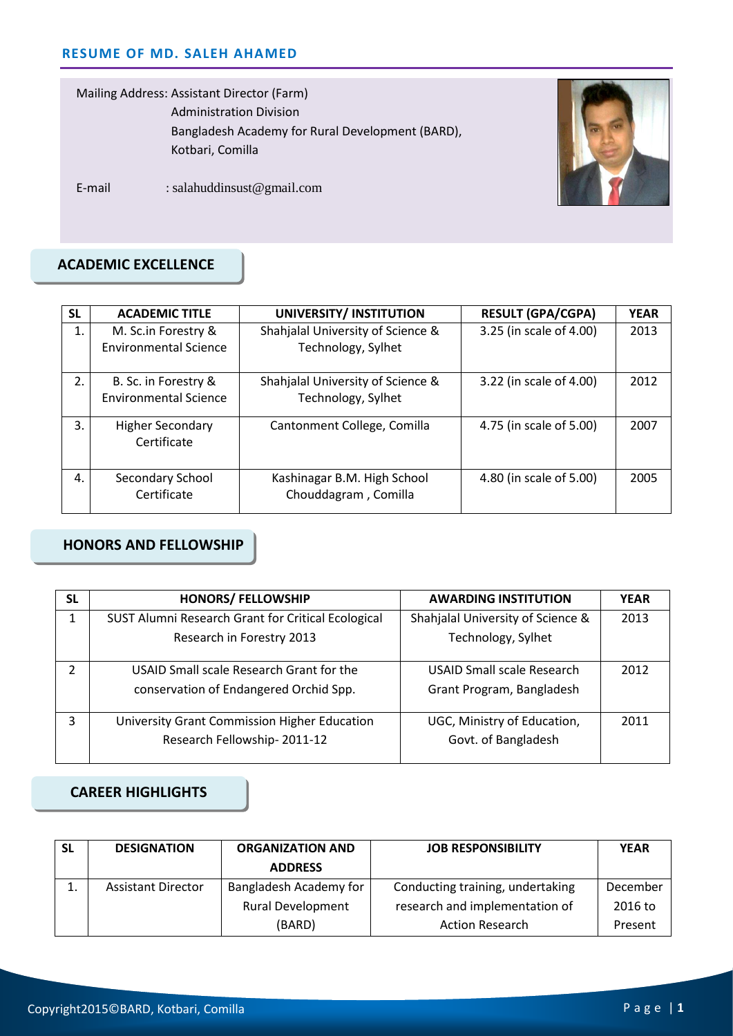# RESUME OF MD. SALEH AHAMED

Mailing Address: Assistant Director (Farm)
Administration Division
Bangladesh Academy for Rural Development (BARD),
Kotbari, Comilla

E-mail : salahuddinsust@gmail.com

## ACADEMIC EXCELLENCE

| SL | ACADEMIC TITLE | UNIVERSITY/ INSTITUTION | RESULT (GPA/CGPA) | YEAR |
|---|---|---|---|---|
| 1. | M. Sc.in Forestry & Environmental Science | Shahjalal University of Science & Technology, Sylhet | 3.25 (in scale of 4.00) | 2013 |
| 2. | B. Sc. in Forestry & Environmental Science | Shahjalal University of Science & Technology, Sylhet | 3.22 (in scale of 4.00) | 2012 |
| 3. | Higher Secondary Certificate | Cantonment College, Comilla | 4.75 (in scale of 5.00) | 2007 |
| 4. | Secondary School Certificate | Kashinagar B.M. High School Chouddagram , Comilla | 4.80 (in scale of 5.00) | 2005 |

## HONORS AND FELLOWSHIP

| SL | HONORS/ FELLOWSHIP | AWARDING INSTITUTION | YEAR |
|---|---|---|---|
| 1 | SUST Alumni Research Grant for Critical Ecological Research in Forestry 2013 | Shahjalal University of Science & Technology, Sylhet | 2013 |
| 2 | USAID Small scale Research Grant for the conservation of Endangered Orchid Spp. | USAID Small scale Research Grant Program, Bangladesh | 2012 |
| 3 | University Grant Commission Higher Education Research Fellowship- 2011-12 | UGC, Ministry of Education, Govt. of Bangladesh | 2011 |

## CAREER HIGHLIGHTS

| SL | DESIGNATION | ORGANIZATION AND ADDRESS | JOB RESPONSIBILITY | YEAR |
|---|---|---|---|---|
| 1. | Assistant Director | Bangladesh Academy for Rural Development (BARD) | Conducting training, undertaking research and implementation of Action Research | December 2016 to Present |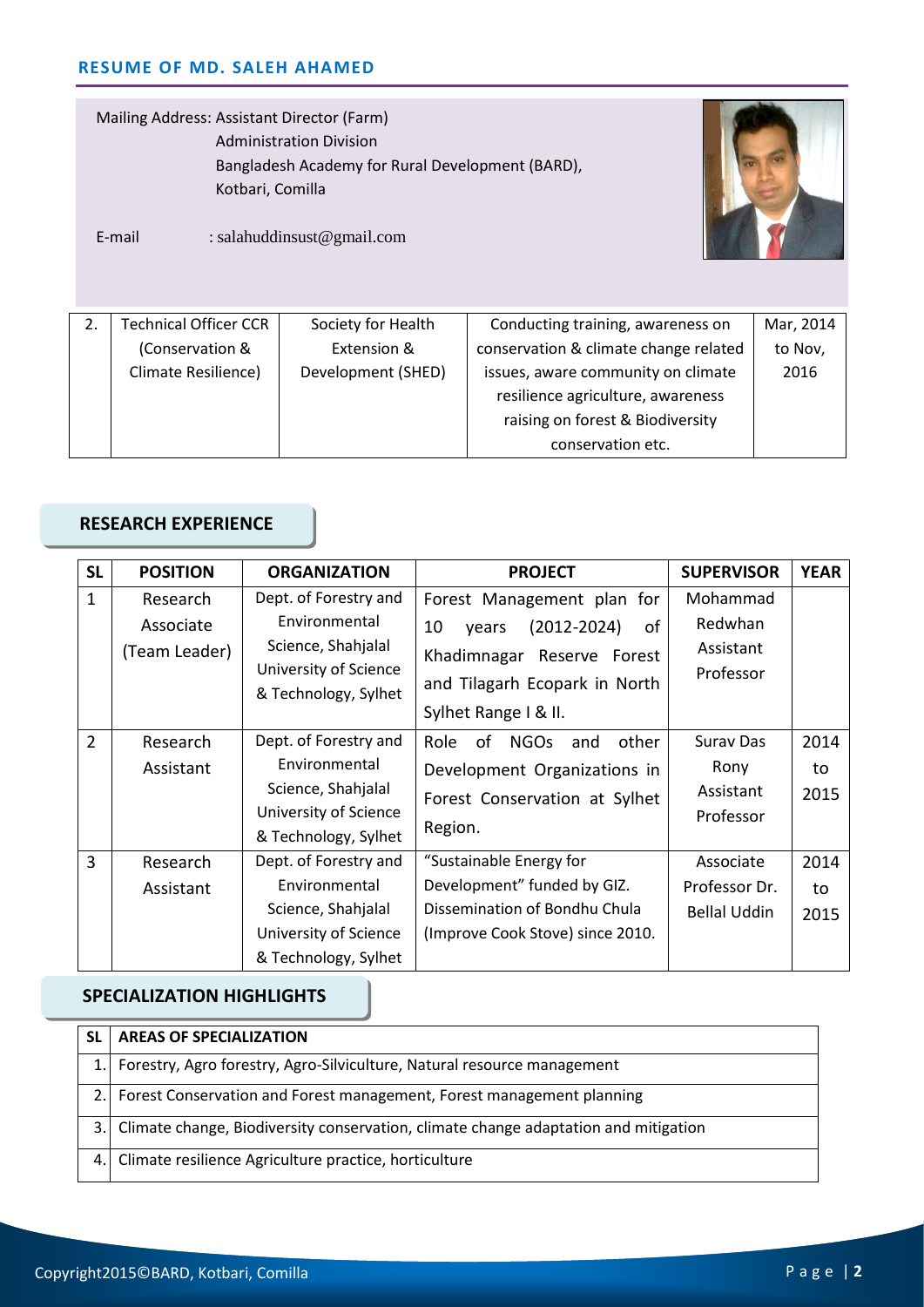## RESUME OF MD. SALEH AHAMED

Mailing Address: Assistant Director (Farm)
Administration Division
Bangladesh Academy for Rural Development (BARD),
Kotbari, Comilla

E-mail : salahuddinsust@gmail.com

| 2. | Technical Officer CCR (Conservation & Climate Resilience) | Society for Health Extension & Development (SHED) | Conducting training, awareness on conservation & climate change related issues, aware community on climate resilience agriculture, awareness raising on forest & Biodiversity conservation etc. | Mar, 2014 to Nov, 2016 |
|---|---|---|---|---|

## RESEARCH EXPERIENCE

| SL | POSITION | ORGANIZATION | PROJECT | SUPERVISOR | YEAR |
|---|---|---|---|---|---|
| 1 | Research Associate (Team Leader) | Dept. of Forestry and Environmental Science, Shahjalal University of Science & Technology, Sylhet | Forest Management plan for 10 years (2012-2024) of Khadimnagar Reserve Forest and Tilagarh Ecopark in North Sylhet Range I & II. | Mohammad Redwhan Assistant Professor | |
| 2 | Research Assistant | Dept. of Forestry and Environmental Science, Shahjalal University of Science & Technology, Sylhet | Role of NGOs and other Development Organizations in Forest Conservation at Sylhet Region. | Surav Das Rony Assistant Professor | 2014 to 2015 |
| 3 | Research Assistant | Dept. of Forestry and Environmental Science, Shahjalal University of Science & Technology, Sylhet | "Sustainable Energy for Development" funded by GIZ. Dissemination of Bondhu Chula (Improve Cook Stove) since 2010. | Associate Professor Dr. Bellal Uddin | 2014 to 2015 |

## SPECIALIZATION HIGHLIGHTS

| SL | AREAS OF SPECIALIZATION |
|---|---|
| 1. | Forestry, Agro forestry, Agro-Silviculture, Natural resource management |
| 2. | Forest Conservation and Forest management, Forest management planning |
| 3. | Climate change, Biodiversity conservation, climate change adaptation and mitigation |
| 4. | Climate resilience Agriculture practice, horticulture |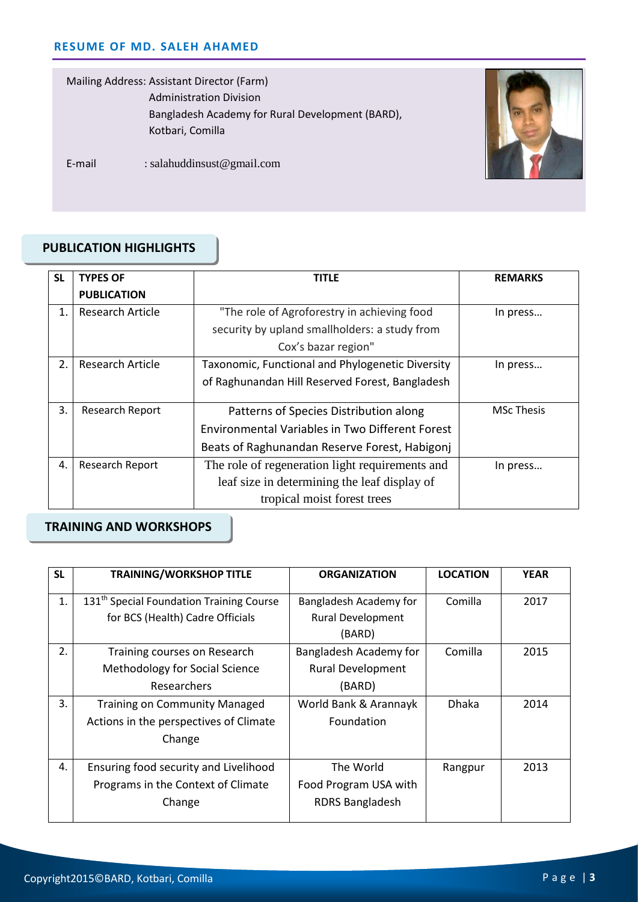## RESUME OF MD. SALEH AHAMED

Mailing Address: Assistant Director (Farm)
Administration Division
Bangladesh Academy for Rural Development (BARD),
Kotbari, Comilla

E-mail : salahuddinsust@gmail.com

## PUBLICATION HIGHLIGHTS

| SL | TYPES OF PUBLICATION | TITLE | REMARKS |
|---|---|---|---|
| 1. | Research Article | "The role of Agroforestry in achieving food security by upland smallholders: a study from Cox's bazar region" | In press… |
| 2. | Research Article | Taxonomic, Functional and Phylogenetic Diversity of Raghunandan Hill Reserved Forest, Bangladesh | In press… |
| 3. | Research Report | Patterns of Species Distribution along Environmental Variables in Two Different Forest Beats of Raghunandan Reserve Forest, Habigonj | MSc Thesis |
| 4. | Research Report | The role of regeneration light requirements and leaf size in determining the leaf display of tropical moist forest trees | In press… |

## TRAINING AND WORKSHOPS

| SL | TRAINING/WORKSHOP TITLE | ORGANIZATION | LOCATION | YEAR |
|---|---|---|---|---|
| 1. | 131th Special Foundation Training Course for BCS (Health) Cadre Officials | Bangladesh Academy for Rural Development (BARD) | Comilla | 2017 |
| 2. | Training courses on Research Methodology for Social Science Researchers | Bangladesh Academy for Rural Development (BARD) | Comilla | 2015 |
| 3. | Training on Community Managed Actions in the perspectives of Climate Change | World Bank & Arannayk Foundation | Dhaka | 2014 |
| 4. | Ensuring food security and Livelihood Programs in the Context of Climate Change | The World Food Program USA with RDRS Bangladesh | Rangpur | 2013 |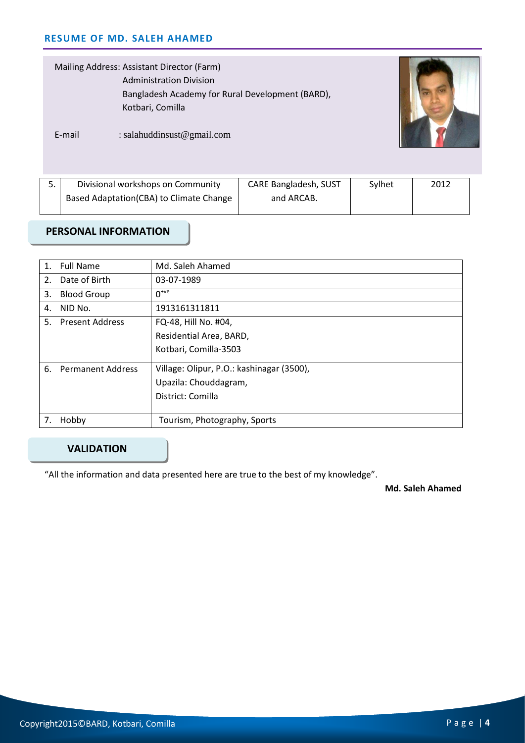Mailing Address: Assistant Director (Farm)
Administration Division
Bangladesh Academy for Rural Development (BARD),
Kotbari, Comilla

E-mail : salahuddinsust@gmail.com

| | | | | |
|---|---|---|---|---|
| 5. | Divisional workshops on Community Based Adaptation(CBA) to Climate Change | CARE Bangladesh, SUST and ARCAB. | Sylhet | 2012 |

## PERSONAL INFORMATION

| | | |
|---|---|---|
| 1. | Full Name | Md. Saleh Ahamed |
| 2. | Date of Birth | 03-07-1989 |
| 3. | Blood Group | $0^{+ve}$ |
| 4. | NID No. | 1913161311811 |
| 5. | Present Address | FQ-48, Hill No. #04, Residential Area, BARD, Kotbari, Comilla-3503 |
| 6. | Permanent Address | Village: Olipur, P.O.: kashinagar (3500), Upazila: Chouddagram, District: Comilla |
| 7. | Hobby | Tourism, Photography, Sports |

## VALIDATION

"All the information and data presented here are true to the best of my knowledge".

**Md. Saleh Ahamed**